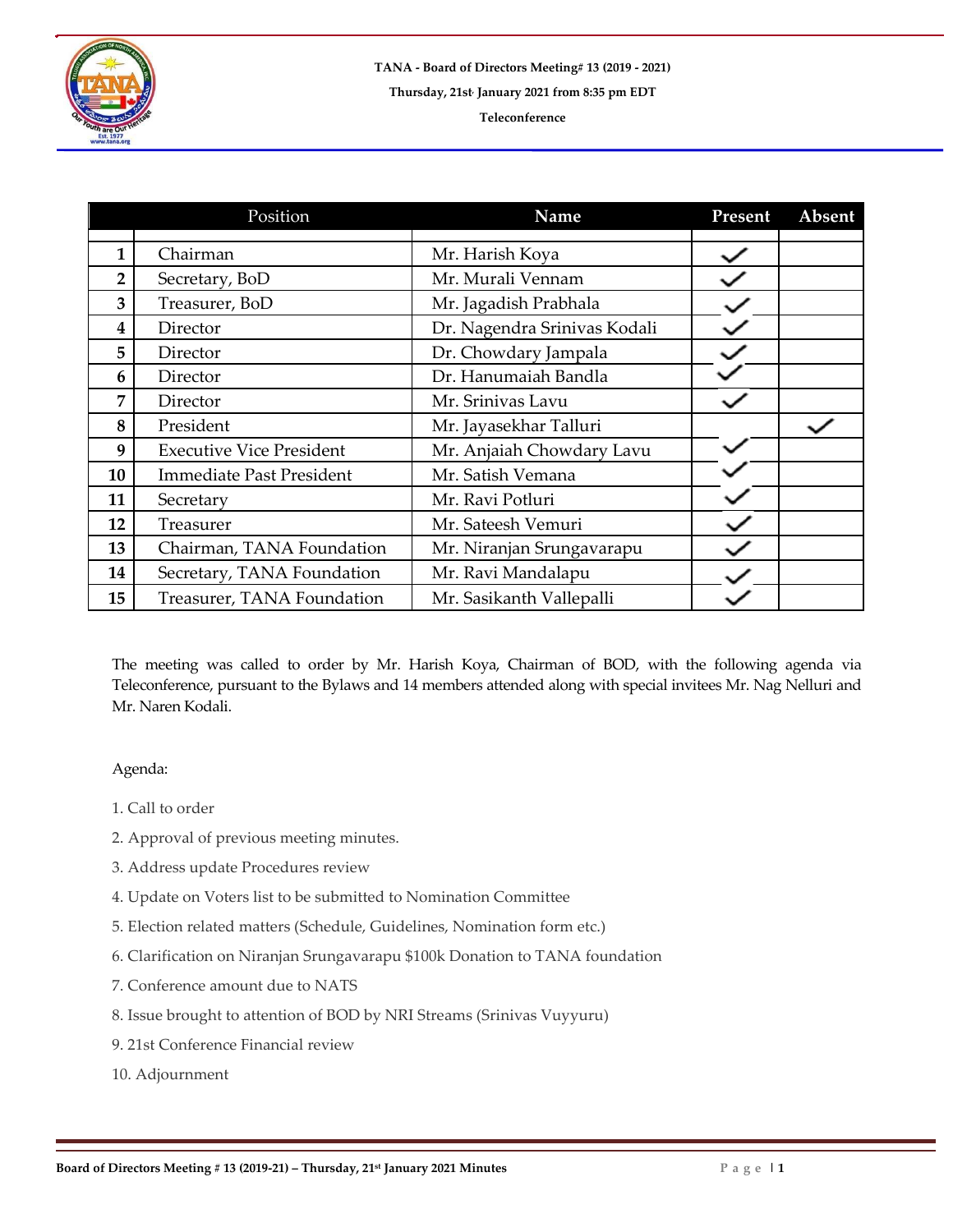**TANA - Board of Directors Meeting# 13 (2019 - 2021)**

**Thursday, 21st January 2021 from 8:35 pm EDT**

**Teleconference**

| | Position | Name | Present | Absent |
|---|---|---|---|---|
| 1 | Chairman | Mr. Harish Koya | ✓ | |
| 2 | Secretary, BoD | Mr. Murali Vennam | ✓ | |
| 3 | Treasurer, BoD | Mr. Jagadish Prabhala | ✓ | |
| 4 | Director | Dr. Nagendra Srinivas Kodali | ✓ | |
| 5 | Director | Dr. Chowdary Jampala | ✓ | |
| 6 | Director | Dr. Hanumaiah Bandla | ✓ | |
| 7 | Director | Mr. Srinivas Lavu | ✓ | |
| 8 | President | Mr. Jayasekhar Talluri | | ✓ |
| 9 | Executive Vice President | Mr. Anjaiah Chowdary Lavu | ✓ | |
| 10 | Immediate Past President | Mr. Satish Vemana | ✓ | |
| 11 | Secretary | Mr. Ravi Potluri | ✓ | |
| 12 | Treasurer | Mr. Sateesh Vemuri | ✓ | |
| 13 | Chairman, TANA Foundation | Mr. Niranjan Srungavarapu | ✓ | |
| 14 | Secretary, TANA Foundation | Mr. Ravi Mandalapu | ✓ | |
| 15 | Treasurer, TANA Foundation | Mr. Sasikanth Vallepalli | ✓ | |

The meeting was called to order by Mr. Harish Koya, Chairman of BOD, with the following agenda via Teleconference, pursuant to the Bylaws and 14 members attended along with special invitees Mr. Nag Nelluri and Mr. Naren Kodali.

Agenda:

1. Call to order
2. Approval of previous meeting minutes.
3. Address update Procedures review
4. Update on Voters list to be submitted to Nomination Committee
5. Election related matters (Schedule, Guidelines, Nomination form etc.)
6. Clarification on Niranjan Srungavarapu $100k Donation to TANA foundation
7. Conference amount due to NATS
8. Issue brought to attention of BOD by NRI Streams (Srinivas Vuyyuru)
9. 21st Conference Financial review
10. Adjournment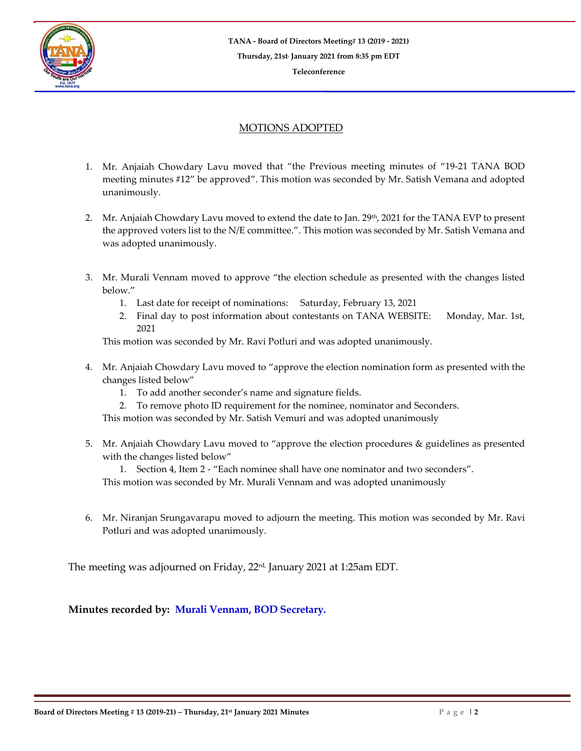## MOTIONS ADOPTED

1. Mr. Anjaiah Chowdary Lavu moved that "the Previous meeting minutes of "19-21 TANA BOD meeting minutes #12" be approved". This motion was seconded by Mr. Satish Vemana and adopted unanimously.

2. Mr. Anjaiah Chowdary Lavu moved to extend the date to Jan. 29th, 2021 for the TANA EVP to present the approved voters list to the N/E committee.". This motion was seconded by Mr. Satish Vemana and was adopted unanimously.

3. Mr. Murali Vennam moved to approve "the election schedule as presented with the changes listed below."
   1. Last date for receipt of nominations: Saturday, February 13, 2021
   2. Final day to post information about contestants on TANA WEBSITE: Monday, Mar. 1st, 2021

   This motion was seconded by Mr. Ravi Potluri and was adopted unanimously.

4. Mr. Anjaiah Chowdary Lavu moved to "approve the election nomination form as presented with the changes listed below"
   1. To add another seconder's name and signature fields.
   2. To remove photo ID requirement for the nominee, nominator and Seconders.

   This motion was seconded by Mr. Satish Vemuri and was adopted unanimously

5. Mr. Anjaiah Chowdary Lavu moved to "approve the election procedures & guidelines as presented with the changes listed below"
   1. Section 4, Item 2 - "Each nominee shall have one nominator and two seconders".

   This motion was seconded by Mr. Murali Vennam and was adopted unanimously

6. Mr. Niranjan Srungavarapu moved to adjourn the meeting. This motion was seconded by Mr. Ravi Potluri and was adopted unanimously.

The meeting was adjourned on Friday, 22rd, January 2021 at 1:25am EDT.

**Minutes recorded by: Murali Vennam, BOD Secretary.**